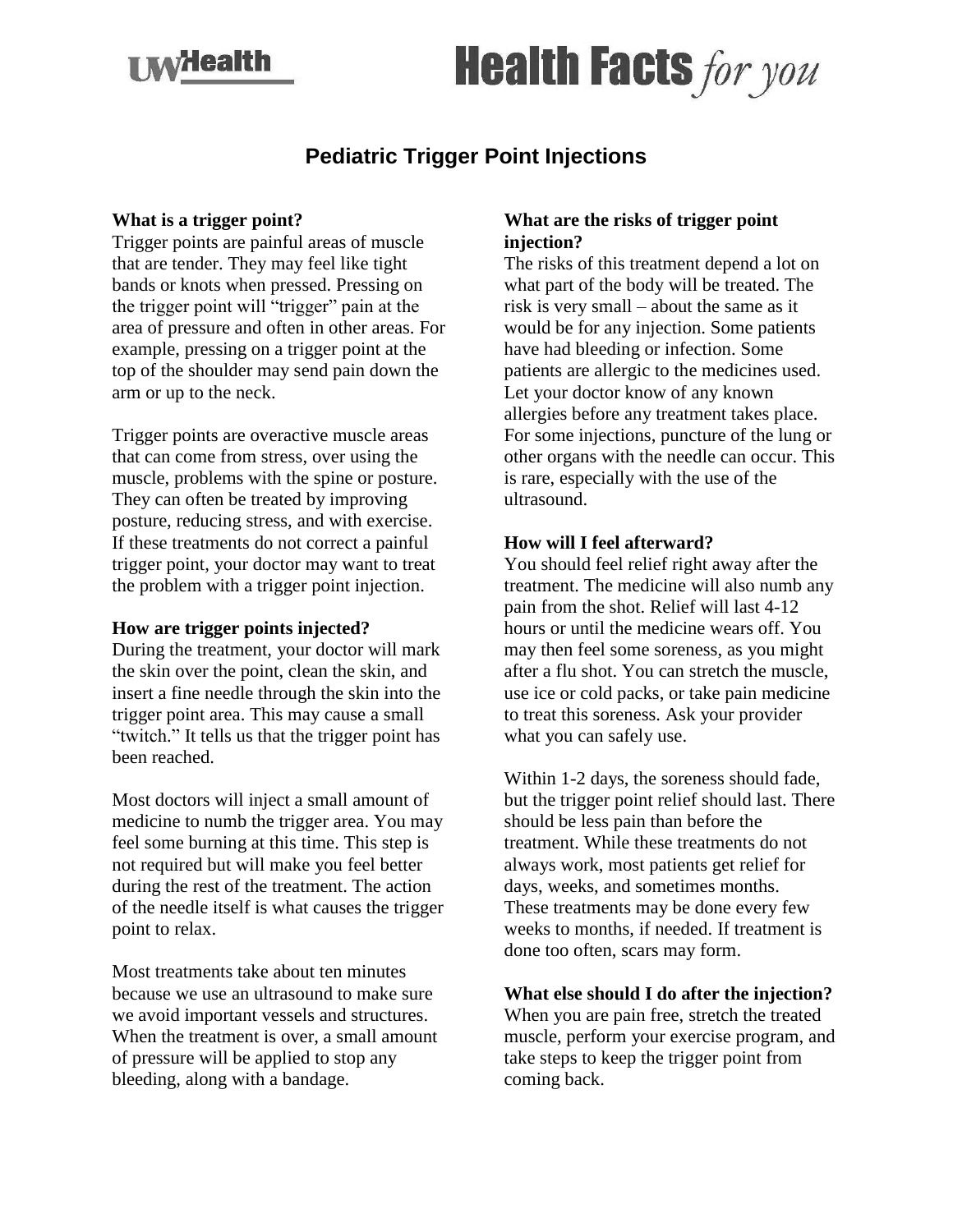# Pediatric Trigger Point Injections

**What is a trigger point?**

Trigger points are painful areas of muscle that are tender. They may feel like tight bands or knots when pressed. Pressing on the trigger point will "trigger" pain at the area of pressure and often in other areas. For example, pressing on a trigger point at the top of the shoulder may send pain down the arm or up to the neck.

Trigger points are overactive muscle areas that can come from stress, over using the muscle, problems with the spine or posture. They can often be treated by improving posture, reducing stress, and with exercise. If these treatments do not correct a painful trigger point, your doctor may want to treat the problem with a trigger point injection.

**How are trigger points injected?**

During the treatment, your doctor will mark the skin over the point, clean the skin, and insert a fine needle through the skin into the trigger point area. This may cause a small "twitch." It tells us that the trigger point has been reached.

Most doctors will inject a small amount of medicine to numb the trigger area. You may feel some burning at this time. This step is not required but will make you feel better during the rest of the treatment. The action of the needle itself is what causes the trigger point to relax.

Most treatments take about ten minutes because we use an ultrasound to make sure we avoid important vessels and structures. When the treatment is over, a small amount of pressure will be applied to stop any bleeding, along with a bandage.

**What are the risks of trigger point injection?**

The risks of this treatment depend a lot on what part of the body will be treated. The risk is very small – about the same as it would be for any injection. Some patients have had bleeding or infection. Some patients are allergic to the medicines used. Let your doctor know of any known allergies before any treatment takes place. For some injections, puncture of the lung or other organs with the needle can occur. This is rare, especially with the use of the ultrasound.

**How will I feel afterward?**

You should feel relief right away after the treatment. The medicine will also numb any pain from the shot. Relief will last 4-12 hours or until the medicine wears off. You may then feel some soreness, as you might after a flu shot. You can stretch the muscle, use ice or cold packs, or take pain medicine to treat this soreness. Ask your provider what you can safely use.

Within 1-2 days, the soreness should fade, but the trigger point relief should last. There should be less pain than before the treatment. While these treatments do not always work, most patients get relief for days, weeks, and sometimes months. These treatments may be done every few weeks to months, if needed. If treatment is done too often, scars may form.

**What else should I do after the injection?**

When you are pain free, stretch the treated muscle, perform your exercise program, and take steps to keep the trigger point from coming back.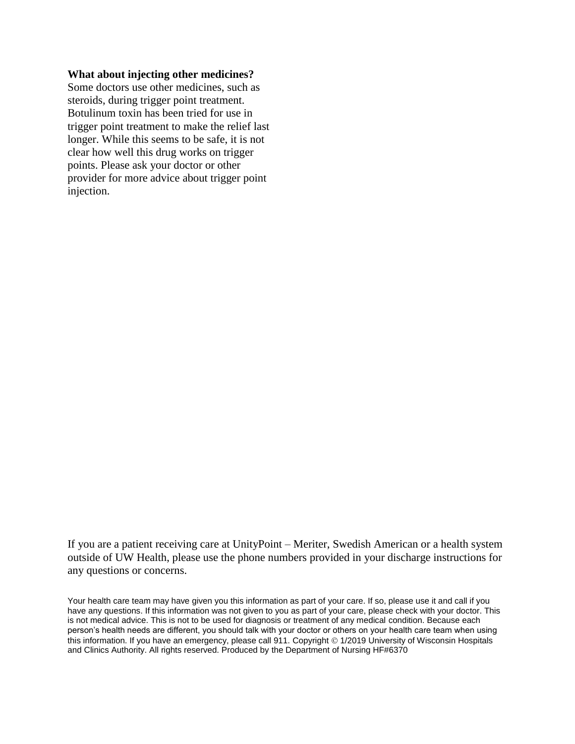**What about injecting other medicines?**

Some doctors use other medicines, such as steroids, during trigger point treatment. Botulinum toxin has been tried for use in trigger point treatment to make the relief last longer. While this seems to be safe, it is not clear how well this drug works on trigger points. Please ask your doctor or other provider for more advice about trigger point injection.

If you are a patient receiving care at UnityPoint – Meriter, Swedish American or a health system outside of UW Health, please use the phone numbers provided in your discharge instructions for any questions or concerns.

Your health care team may have given you this information as part of your care. If so, please use it and call if you have any questions. If this information was not given to you as part of your care, please check with your doctor. This is not medical advice. This is not to be used for diagnosis or treatment of any medical condition. Because each person's health needs are different, you should talk with your doctor or others on your health care team when using this information. If you have an emergency, please call 911. Copyright © 1/2019 University of Wisconsin Hospitals and Clinics Authority. All rights reserved. Produced by the Department of Nursing HF#6370